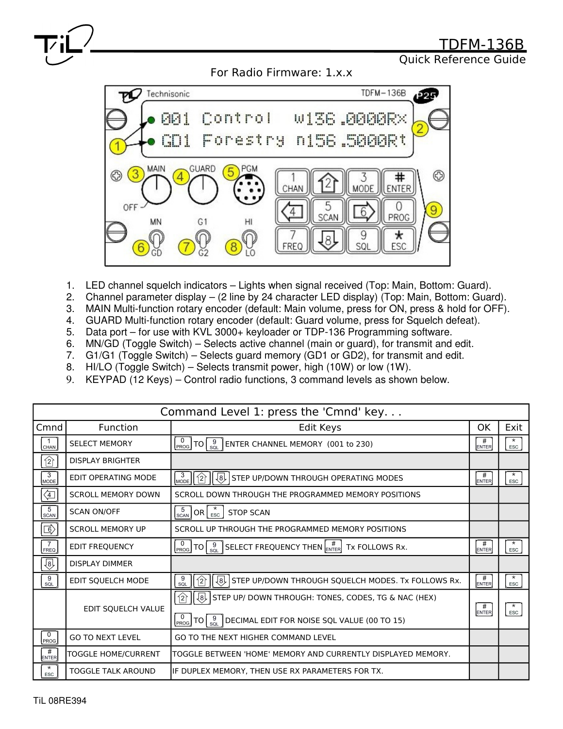# TDFM-136B

Quick Reference Guide

For Radio Firmware: 1.x.x

1. LED channel squelch indicators – Lights when signal received (Top: Main, Bottom: Guard).
2. Channel parameter display – (2 line by 24 character LED display) (Top: Main, Bottom: Guard).
3. MAIN Multi-function rotary encoder (default: Main volume, press for ON, press & hold for OFF).
4. GUARD Multi-function rotary encoder (default: Guard volume, press for Squelch defeat).
5. Data port – for use with KVL 3000+ keyloader or TDP-136 Programming software.
6. MN/GD (Toggle Switch) – Selects active channel (main or guard), for transmit and edit.
7. G1/G1 (Toggle Switch) – Selects guard memory (GD1 or GD2), for transmit and edit.
8. HI/LO (Toggle Switch) – Selects transmit power, high (10W) or low (1W).
9. KEYPAD (12 Keys) – Control radio functions, 3 command levels as shown below.

## Command Level 1: press the 'Cmnd' key. . .

| Cmnd | Function | Edit Keys | OK | Exit |
|---|---|---|---|---|
| 1 CHAN | SELECT MEMORY | 0 PROG TO 9 SQL ENTER CHANNEL MEMORY (001 to 230) | # ENTER | * ESC |
| 2 | DISPLAY BRIGHTER | | | |
| 3 MODE | EDIT OPERATING MODE | 3 MODE 2 8 STEP UP/DOWN THROUGH OPERATING MODES | # ENTER | * ESC |
| 4 | SCROLL MEMORY DOWN | SCROLL DOWN THROUGH THE PROGRAMMED MEMORY POSITIONS | | |
| 5 SCAN | SCAN ON/OFF | 5 SCAN OR * ESC STOP SCAN | | |
| 6 | SCROLL MEMORY UP | SCROLL UP THROUGH THE PROGRAMMED MEMORY POSITIONS | | |
| 7 FREQ | EDIT FREQUENCY | 0 PROG TO 9 SQL SELECT FREQUENCY THEN # ENTER Tx FOLLOWS Rx. | # ENTER | * ESC |
| 8 | DISPLAY DIMMER | | | |
| 9 SQL | EDIT SQUELCH MODE | 9 SQL 2 8 STEP UP/DOWN THROUGH SQUELCH MODES. Tx FOLLOWS Rx. | # ENTER | * ESC |
| | EDIT SQUELCH VALUE | 2 8 STEP UP/ DOWN THROUGH: TONES, CODES, TG & NAC (HEX)<br>0 PROG TO 9 SQL DECIMAL EDIT FOR NOISE SQL VALUE (00 TO 15) | # ENTER | * ESC |
| 0 PROG | GO TO NEXT LEVEL | GO TO THE NEXT HIGHER COMMAND LEVEL | | |
| # ENTER | TOGGLE HOME/CURRENT | TOGGLE BETWEEN 'HOME' MEMORY AND CURRENTLY DISPLAYED MEMORY. | | |
| * ESC | TOGGLE TALK AROUND | IF DUPLEX MEMORY, THEN USE RX PARAMETERS FOR TX. | | |

TiL 08RE394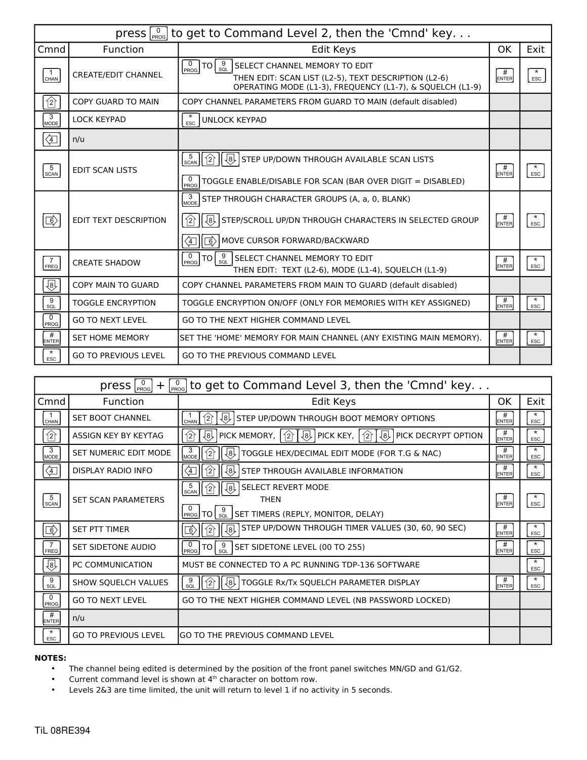| press [0 PROG] to get to Command Level 2, then the 'Cmnd' key. . . | | | | |
|---|---|---|---|---|
| Cmnd | Function | Edit Keys | OK | Exit |
| [1 CHAN] | CREATE/EDIT CHANNEL | [0 PROG] TO [9 SQL] SELECT CHANNEL MEMORY TO EDIT THEN EDIT: SCAN LIST (L2-5), TEXT DESCRIPTION (L2-6) OPERATING MODE (L1-3), FREQUENCY (L1-7), & SQUELCH (L1-9) | [# ENTER] | [* ESC] |
| [2⇧] | COPY GUARD TO MAIN | COPY CHANNEL PARAMETERS FROM GUARD TO MAIN (default disabled) | | |
| [3 MODE] | LOCK KEYPAD | [* ESC] UNLOCK KEYPAD | | |
| [⇦4] | n/u | | | |
| [5 SCAN] | EDIT SCAN LISTS | [5 SCAN] [2⇧] [⇩8] STEP UP/DOWN THROUGH AVAILABLE SCAN LISTS<br>[0 PROG] TOGGLE ENABLE/DISABLE FOR SCAN (BAR OVER DIGIT = DISABLED) | [# ENTER] | [* ESC] |
| [6⇨] | EDIT TEXT DESCRIPTION | [3 MODE] STEP THROUGH CHARACTER GROUPS (A, a, 0, BLANK)<br>[2⇧] [⇩8] STEP/SCROLL UP/DN THROUGH CHARACTERS IN SELECTED GROUP<br>[⇦4] [6⇨] MOVE CURSOR FORWARD/BACKWARD | [# ENTER] | [* ESC] |
| [7 FREQ] | CREATE SHADOW | [0 PROG] TO [9 SQL] SELECT CHANNEL MEMORY TO EDIT THEN EDIT: TEXT (L2-6), MODE (L1-4), SQUELCH (L1-9) | [# ENTER] | [* ESC] |
| [⇩8] | COPY MAIN TO GUARD | COPY CHANNEL PARAMETERS FROM MAIN TO GUARD (default disabled) | | |
| [9 SQL] | TOGGLE ENCRYPTION | TOGGLE ENCRYPTION ON/OFF (ONLY FOR MEMORIES WITH KEY ASSIGNED) | [# ENTER] | [* ESC] |
| [0 PROG] | GO TO NEXT LEVEL | GO TO THE NEXT HIGHER COMMAND LEVEL | | |
| [# ENTER] | SET HOME MEMORY | SET THE 'HOME' MEMORY FOR MAIN CHANNEL (ANY EXISTING MAIN MEMORY). | [# ENTER] | [* ESC] |
| [* ESC] | GO TO PREVIOUS LEVEL | GO TO THE PREVIOUS COMMAND LEVEL | | |

| press [0 PROG] + [0 PROG] to get to Command Level 3, then the 'Cmnd' key. . . | | | | |
|---|---|---|---|---|
| Cmnd | Function | Edit Keys | OK | Exit |
| [1 CHAN] | SET BOOT CHANNEL | [1 CHAN] [2⇧] [⇩8] STEP UP/DOWN THROUGH BOOT MEMORY OPTIONS | [# ENTER] | [* ESC] |
| [2⇧] | ASSIGN KEY BY KEYTAG | [2⇧] [⇩8] PICK MEMORY, [2⇧] [⇩8] PICK KEY, [2⇧] [⇩8] PICK DECRYPT OPTION | [# ENTER] | [* ESC] |
| [3 MODE] | SET NUMERIC EDIT MODE | [3 MODE] [2⇧] [⇩8] TOGGLE HEX/DECIMAL EDIT MODE (FOR T.G & NAC) | [# ENTER] | [* ESC] |
| [⇦4] | DISPLAY RADIO INFO | [⇦4] [2⇧] [⇩8] STEP THROUGH AVAILABLE INFORMATION | [# ENTER] | [* ESC] |
| [5 SCAN] | SET SCAN PARAMETERS | [5 SCAN] [2⇧] [⇩8] SELECT REVERT MODE THEN [0 PROG] TO [9 SQL] SET TIMERS (REPLY, MONITOR, DELAY) | [# ENTER] | [* ESC] |
| [6⇨] | SET PTT TIMER | [6⇨] [2⇧] [⇩8] STEP UP/DOWN THROUGH TIMER VALUES (30, 60, 90 SEC) | [# ENTER] | [* ESC] |
| [7 FREQ] | SET SIDETONE AUDIO | [0 PROG] TO [9 SQL] SET SIDETONE LEVEL (00 TO 255) | [# ENTER] | [* ESC] |
| [⇩8] | PC COMMUNICATION | MUST BE CONNECTED TO A PC RUNNING TDP-136 SOFTWARE | | [* ESC] |
| [9 SQL] | SHOW SQUELCH VALUES | [9 SQL] [2⇧] [⇩8] TOGGLE Rx/Tx SQUELCH PARAMETER DISPLAY | [# ENTER] | [* ESC] |
| [0 PROG] | GO TO NEXT LEVEL | GO TO THE NEXT HIGHER COMMAND LEVEL (NB PASSWORD LOCKED) | | |
| [# ENTER] | n/u | | | |
| [* ESC] | GO TO PREVIOUS LEVEL | GO TO THE PREVIOUS COMMAND LEVEL | | |

**NOTES:**

- The channel being edited is determined by the position of the front panel switches MN/GD and G1/G2.
- Current command level is shown at 4th character on bottom row.
- Levels 2&3 are time limited, the unit will return to level 1 if no activity in 5 seconds.

TiL 08RE394